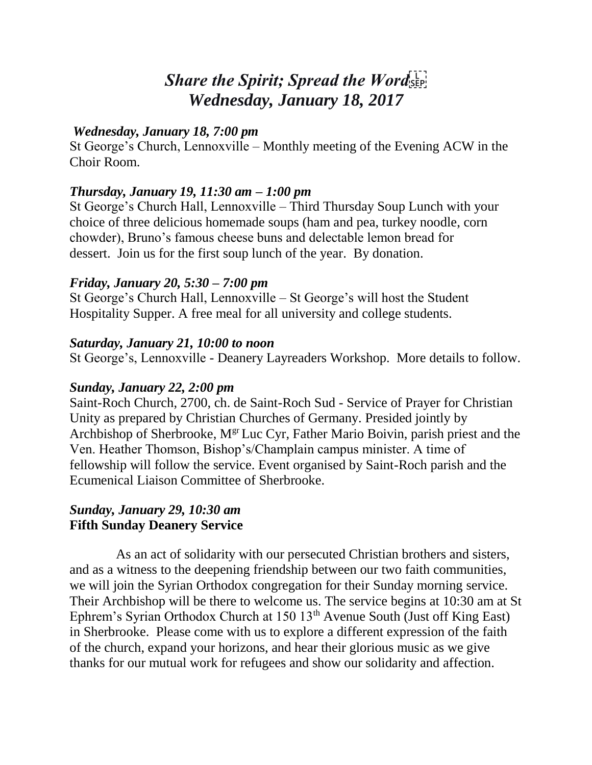# *Share the Spirit; Spread the Word*
# *Wednesday, January 18, 2017*

***Wednesday, January 18, 7:00 pm***

St George's Church, Lennoxville – Monthly meeting of the Evening ACW in the Choir Room.

***Thursday, January 19, 11:30 am – 1:00 pm***

St George's Church Hall, Lennoxville – Third Thursday Soup Lunch with your choice of three delicious homemade soups (ham and pea, turkey noodle, corn chowder), Bruno's famous cheese buns and delectable lemon bread for dessert. Join us for the first soup lunch of the year. By donation.

***Friday, January 20, 5:30 – 7:00 pm***

St George's Church Hall, Lennoxville – St George's will host the Student Hospitality Supper. A free meal for all university and college students.

***Saturday, January 21, 10:00 to noon***

St George's, Lennoxville - Deanery Layreaders Workshop. More details to follow.

***Sunday, January 22, 2:00 pm***

Saint-Roch Church, 2700, ch. de Saint-Roch Sud - Service of Prayer for Christian Unity as prepared by Christian Churches of Germany. Presided jointly by Archbishop of Sherbrooke, Mgr Luc Cyr, Father Mario Boivin, parish priest and the Ven. Heather Thomson, Bishop's/Champlain campus minister. A time of fellowship will follow the service. Event organised by Saint-Roch parish and the Ecumenical Liaison Committee of Sherbrooke.

***Sunday, January 29, 10:30 am***
**Fifth Sunday Deanery Service**

As an act of solidarity with our persecuted Christian brothers and sisters, and as a witness to the deepening friendship between our two faith communities, we will join the Syrian Orthodox congregation for their Sunday morning service. Their Archbishop will be there to welcome us. The service begins at 10:30 am at St Ephrem's Syrian Orthodox Church at 150 13th Avenue South (Just off King East) in Sherbrooke. Please come with us to explore a different expression of the faith of the church, expand your horizons, and hear their glorious music as we give thanks for our mutual work for refugees and show our solidarity and affection.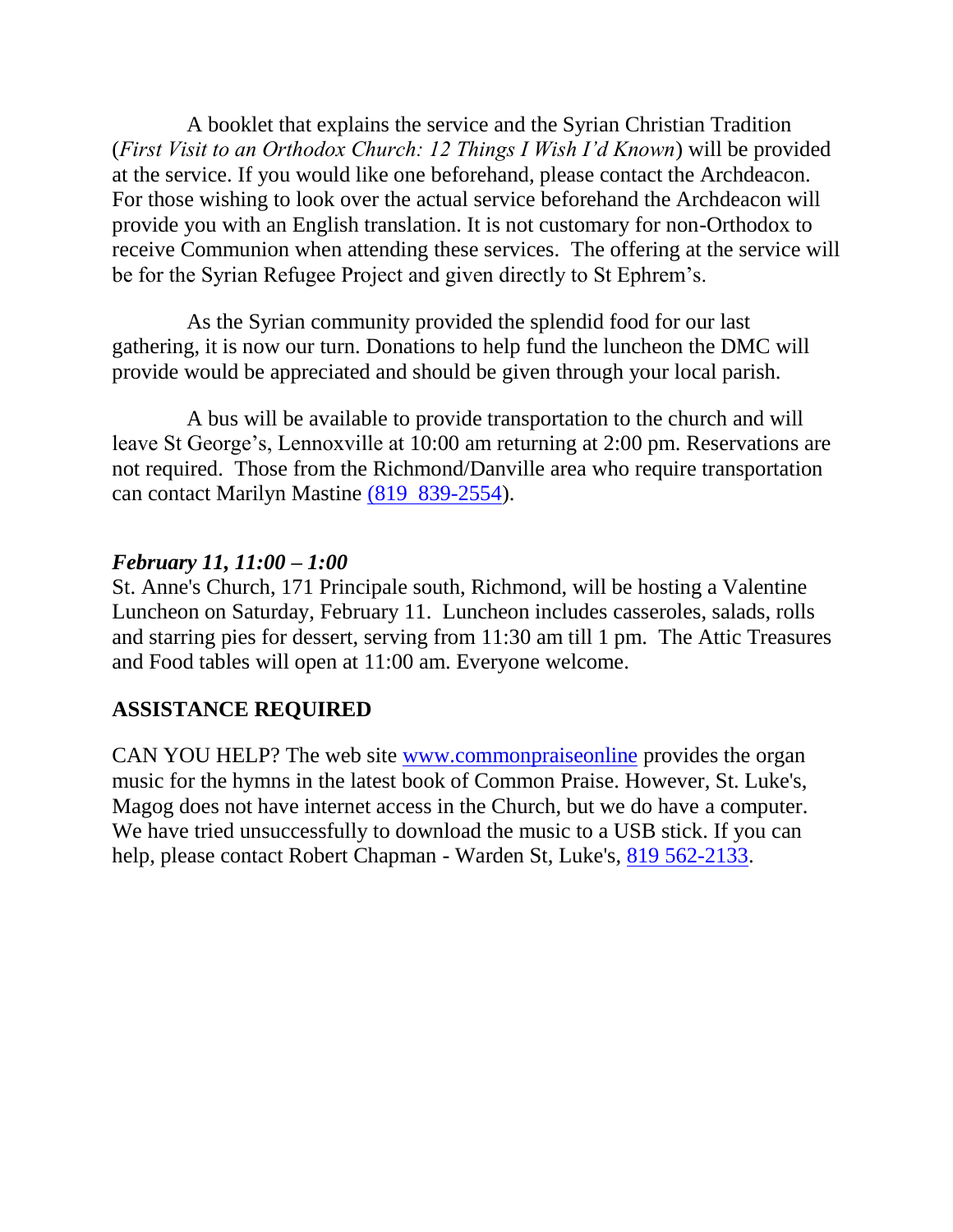A booklet that explains the service and the Syrian Christian Tradition (*First Visit to an Orthodox Church: 12 Things I Wish I'd Known*) will be provided at the service. If you would like one beforehand, please contact the Archdeacon. For those wishing to look over the actual service beforehand the Archdeacon will provide you with an English translation. It is not customary for non-Orthodox to receive Communion when attending these services. The offering at the service will be for the Syrian Refugee Project and given directly to St Ephrem's.

As the Syrian community provided the splendid food for our last gathering, it is now our turn. Donations to help fund the luncheon the DMC will provide would be appreciated and should be given through your local parish.

A bus will be available to provide transportation to the church and will leave St George's, Lennoxville at 10:00 am returning at 2:00 pm. Reservations are not required. Those from the Richmond/Danville area who require transportation can contact Marilyn Mastine (819 839-2554).

***February 11, 11:00 – 1:00***

St. Anne's Church, 171 Principale south, Richmond, will be hosting a Valentine Luncheon on Saturday, February 11. Luncheon includes casseroles, salads, rolls and starring pies for dessert, serving from 11:30 am till 1 pm. The Attic Treasures and Food tables will open at 11:00 am. Everyone welcome.

**ASSISTANCE REQUIRED**

CAN YOU HELP? The web site www.commonpraiseonline provides the organ music for the hymns in the latest book of Common Praise. However, St. Luke's, Magog does not have internet access in the Church, but we do have a computer. We have tried unsuccessfully to download the music to a USB stick. If you can help, please contact Robert Chapman - Warden St, Luke's, 819 562-2133.